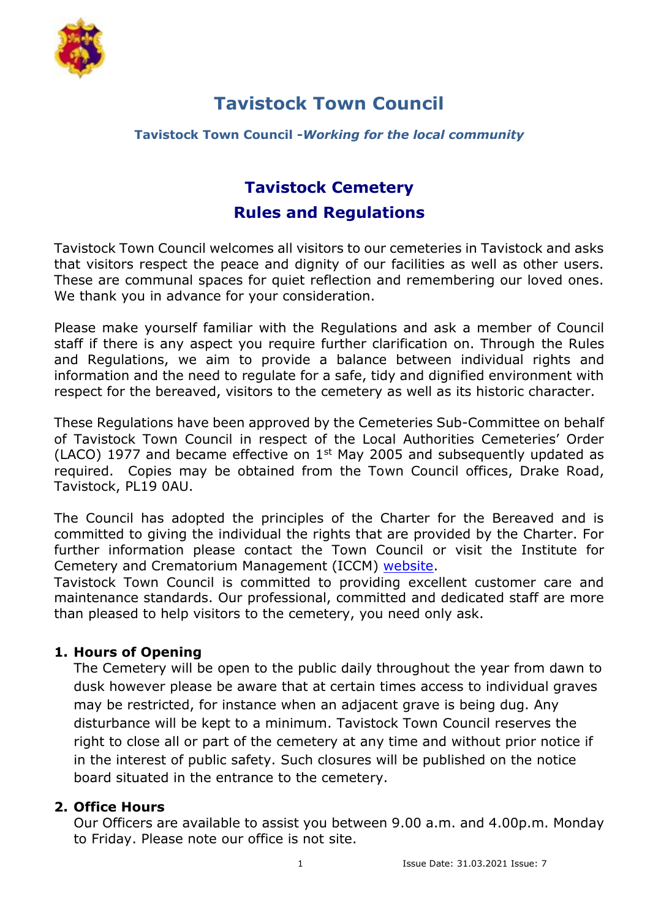# Tavistock Town Council

**Tavistock Town Council -*Working for the local community***

## Tavistock Cemetery
## Rules and Regulations

Tavistock Town Council welcomes all visitors to our cemeteries in Tavistock and asks that visitors respect the peace and dignity of our facilities as well as other users. These are communal spaces for quiet reflection and remembering our loved ones. We thank you in advance for your consideration.

Please make yourself familiar with the Regulations and ask a member of Council staff if there is any aspect you require further clarification on. Through the Rules and Regulations, we aim to provide a balance between individual rights and information and the need to regulate for a safe, tidy and dignified environment with respect for the bereaved, visitors to the cemetery as well as its historic character.

These Regulations have been approved by the Cemeteries Sub-Committee on behalf of Tavistock Town Council in respect of the Local Authorities Cemeteries' Order (LACO) 1977 and became effective on 1st May 2005 and subsequently updated as required. Copies may be obtained from the Town Council offices, Drake Road, Tavistock, PL19 0AU.

The Council has adopted the principles of the Charter for the Bereaved and is committed to giving the individual the rights that are provided by the Charter. For further information please contact the Town Council or visit the Institute for Cemetery and Crematorium Management (ICCM) website.
Tavistock Town Council is committed to providing excellent customer care and maintenance standards. Our professional, committed and dedicated staff are more than pleased to help visitors to the cemetery, you need only ask.

### 1. Hours of Opening

The Cemetery will be open to the public daily throughout the year from dawn to dusk however please be aware that at certain times access to individual graves may be restricted, for instance when an adjacent grave is being dug. Any disturbance will be kept to a minimum. Tavistock Town Council reserves the right to close all or part of the cemetery at any time and without prior notice if in the interest of public safety. Such closures will be published on the notice board situated in the entrance to the cemetery.

### 2. Office Hours

Our Officers are available to assist you between 9.00 a.m. and 4.00p.m. Monday to Friday. Please note our office is not site.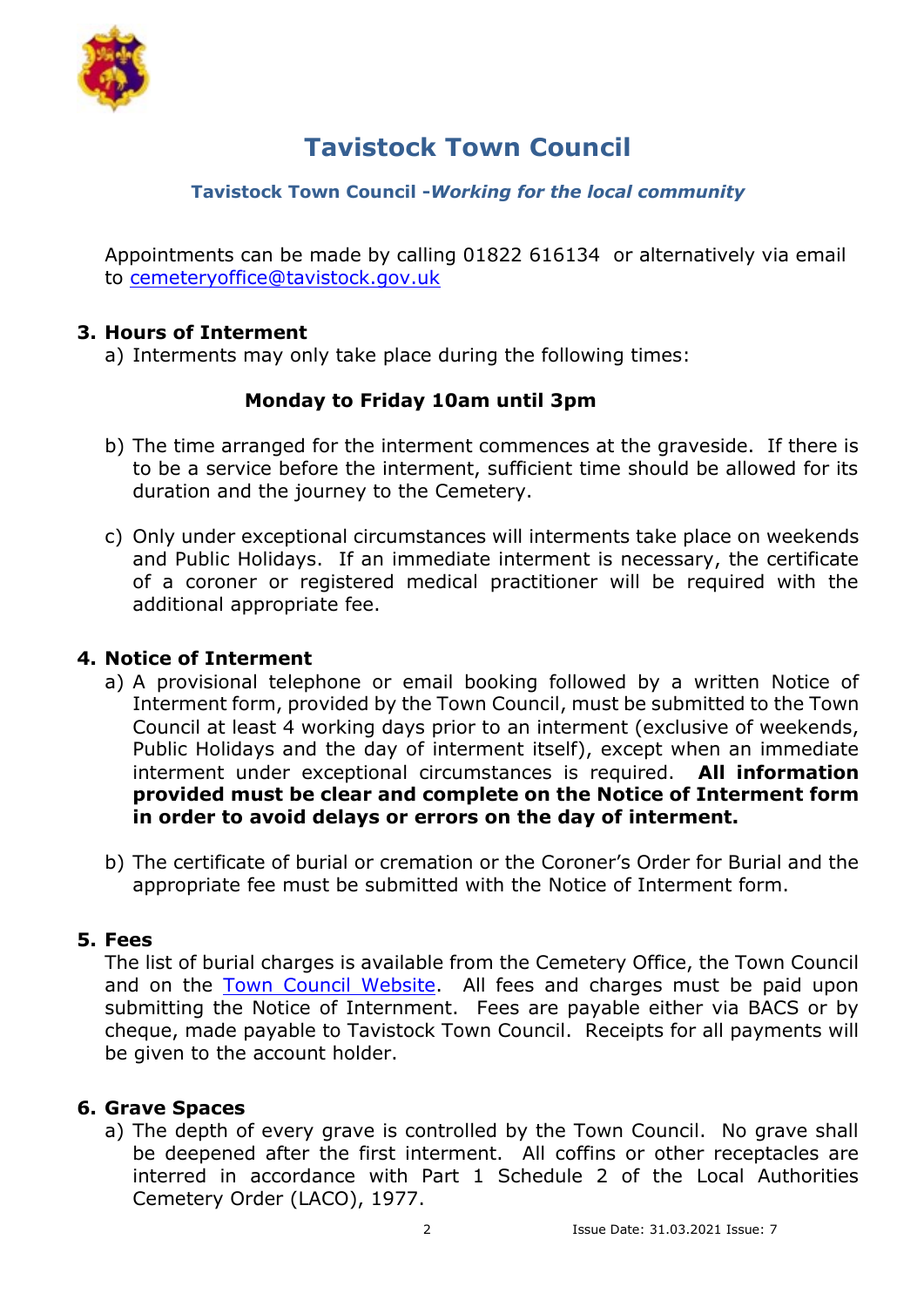Appointments can be made by calling 01822 616134 or alternatively via email to [cemeteryoffice@tavistock.gov.uk](mailto:cemeteryoffice@tavistock.gov.uk)

## 3. Hours of Interment

a) Interments may only take place during the following times:

**Monday to Friday 10am until 3pm**

b) The time arranged for the interment commences at the graveside. If there is to be a service before the interment, sufficient time should be allowed for its duration and the journey to the Cemetery.

c) Only under exceptional circumstances will interments take place on weekends and Public Holidays. If an immediate interment is necessary, the certificate of a coroner or registered medical practitioner will be required with the additional appropriate fee.

## 4. Notice of Interment

a) A provisional telephone or email booking followed by a written Notice of Interment form, provided by the Town Council, must be submitted to the Town Council at least 4 working days prior to an interment (exclusive of weekends, Public Holidays and the day of interment itself), except when an immediate interment under exceptional circumstances is required. **All information provided must be clear and complete on the Notice of Interment form in order to avoid delays or errors on the day of interment.**

b) The certificate of burial or cremation or the Coroner's Order for Burial and the appropriate fee must be submitted with the Notice of Interment form.

## 5. Fees

The list of burial charges is available from the Cemetery Office, the Town Council and on the Town Council Website. All fees and charges must be paid upon submitting the Notice of Internment. Fees are payable either via BACS or by cheque, made payable to Tavistock Town Council. Receipts for all payments will be given to the account holder.

## 6. Grave Spaces

a) The depth of every grave is controlled by the Town Council. No grave shall be deepened after the first interment. All coffins or other receptacles are interred in accordance with Part 1 Schedule 2 of the Local Authorities Cemetery Order (LACO), 1977.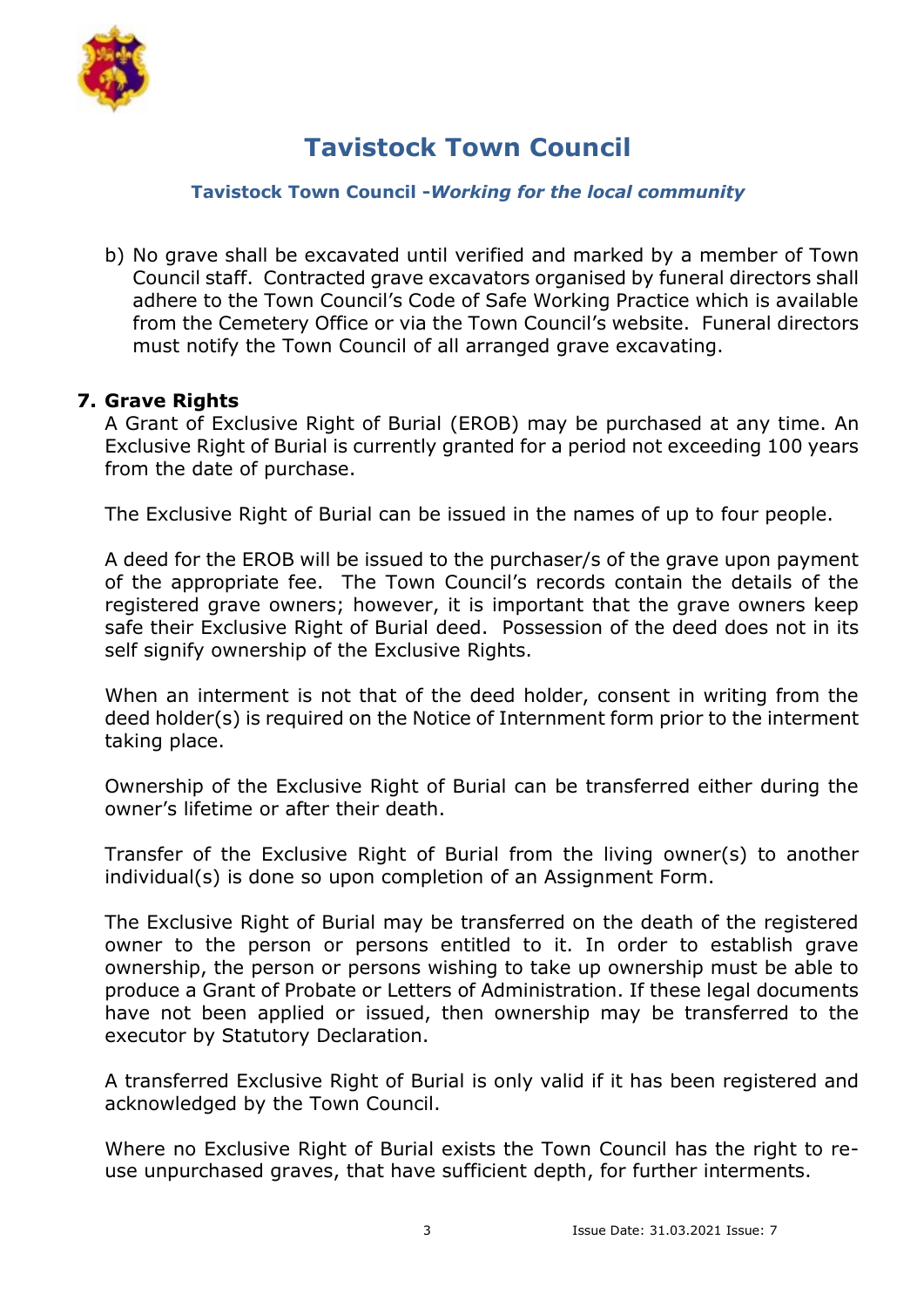b) No grave shall be excavated until verified and marked by a member of Town Council staff. Contracted grave excavators organised by funeral directors shall adhere to the Town Council's Code of Safe Working Practice which is available from the Cemetery Office or via the Town Council's website. Funeral directors must notify the Town Council of all arranged grave excavating.

## 7. Grave Rights

A Grant of Exclusive Right of Burial (EROB) may be purchased at any time. An Exclusive Right of Burial is currently granted for a period not exceeding 100 years from the date of purchase.

The Exclusive Right of Burial can be issued in the names of up to four people.

A deed for the EROB will be issued to the purchaser/s of the grave upon payment of the appropriate fee. The Town Council's records contain the details of the registered grave owners; however, it is important that the grave owners keep safe their Exclusive Right of Burial deed. Possession of the deed does not in its self signify ownership of the Exclusive Rights.

When an interment is not that of the deed holder, consent in writing from the deed holder(s) is required on the Notice of Internment form prior to the interment taking place.

Ownership of the Exclusive Right of Burial can be transferred either during the owner's lifetime or after their death.

Transfer of the Exclusive Right of Burial from the living owner(s) to another individual(s) is done so upon completion of an Assignment Form.

The Exclusive Right of Burial may be transferred on the death of the registered owner to the person or persons entitled to it. In order to establish grave ownership, the person or persons wishing to take up ownership must be able to produce a Grant of Probate or Letters of Administration. If these legal documents have not been applied or issued, then ownership may be transferred to the executor by Statutory Declaration.

A transferred Exclusive Right of Burial is only valid if it has been registered and acknowledged by the Town Council.

Where no Exclusive Right of Burial exists the Town Council has the right to re-use unpurchased graves, that have sufficient depth, for further interments.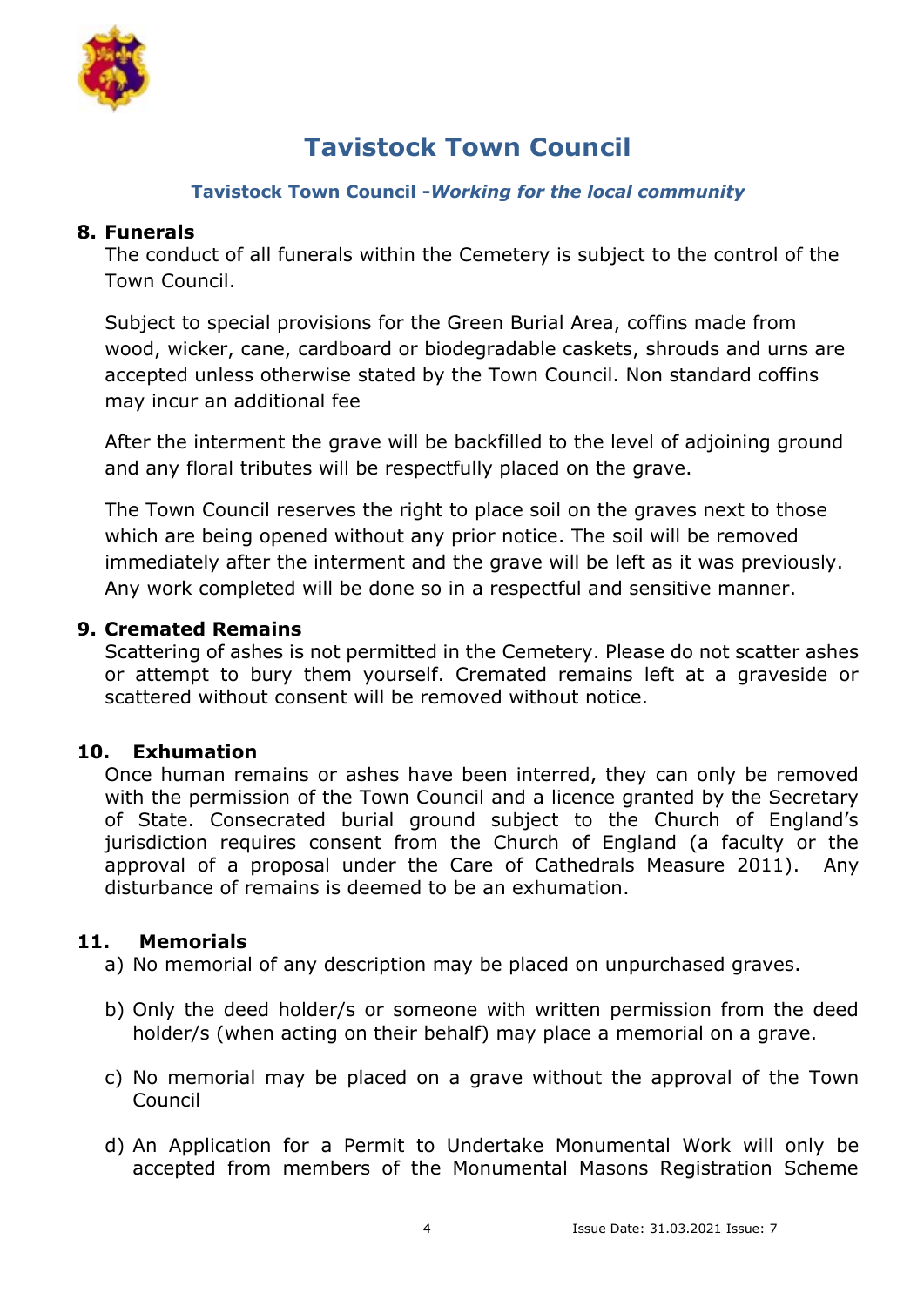## 8. Funerals

The conduct of all funerals within the Cemetery is subject to the control of the Town Council.

Subject to special provisions for the Green Burial Area, coffins made from wood, wicker, cane, cardboard or biodegradable caskets, shrouds and urns are accepted unless otherwise stated by the Town Council. Non standard coffins may incur an additional fee

After the interment the grave will be backfilled to the level of adjoining ground and any floral tributes will be respectfully placed on the grave.

The Town Council reserves the right to place soil on the graves next to those which are being opened without any prior notice. The soil will be removed immediately after the interment and the grave will be left as it was previously. Any work completed will be done so in a respectful and sensitive manner.

## 9. Cremated Remains

Scattering of ashes is not permitted in the Cemetery. Please do not scatter ashes or attempt to bury them yourself. Cremated remains left at a graveside or scattered without consent will be removed without notice.

## 10. Exhumation

Once human remains or ashes have been interred, they can only be removed with the permission of the Town Council and a licence granted by the Secretary of State. Consecrated burial ground subject to the Church of England's jurisdiction requires consent from the Church of England (a faculty or the approval of a proposal under the Care of Cathedrals Measure 2011). Any disturbance of remains is deemed to be an exhumation.

## 11. Memorials

a) No memorial of any description may be placed on unpurchased graves.

b) Only the deed holder/s or someone with written permission from the deed holder/s (when acting on their behalf) may place a memorial on a grave.

c) No memorial may be placed on a grave without the approval of the Town Council

d) An Application for a Permit to Undertake Monumental Work will only be accepted from members of the Monumental Masons Registration Scheme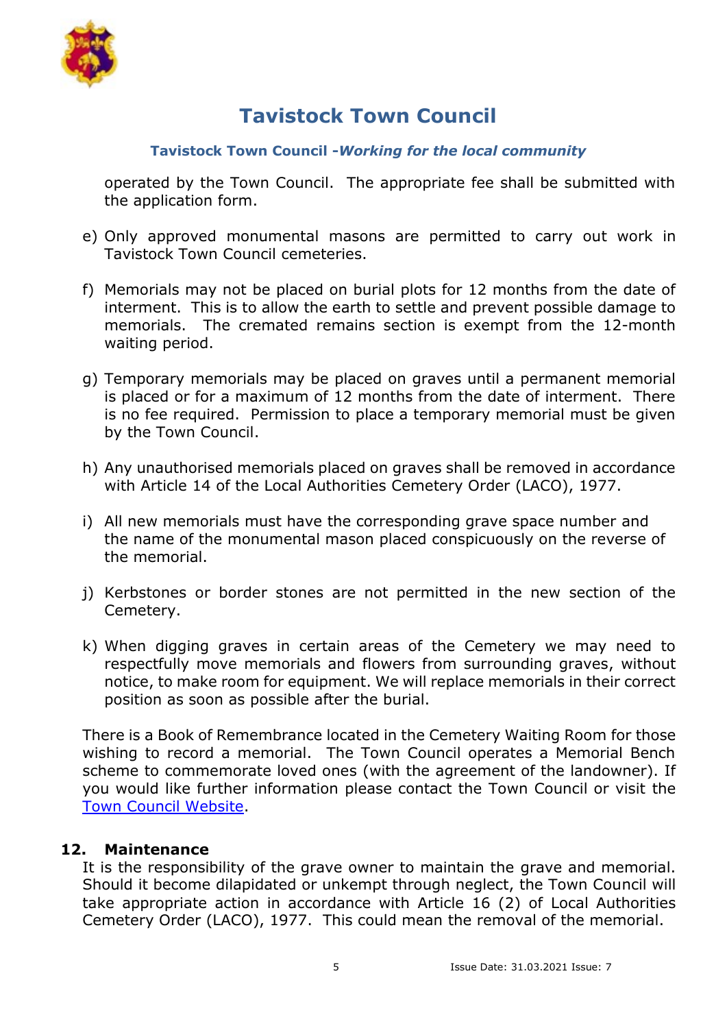operated by the Town Council. The appropriate fee shall be submitted with the application form.

e) Only approved monumental masons are permitted to carry out work in Tavistock Town Council cemeteries.

f) Memorials may not be placed on burial plots for 12 months from the date of interment. This is to allow the earth to settle and prevent possible damage to memorials. The cremated remains section is exempt from the 12-month waiting period.

g) Temporary memorials may be placed on graves until a permanent memorial is placed or for a maximum of 12 months from the date of interment. There is no fee required. Permission to place a temporary memorial must be given by the Town Council.

h) Any unauthorised memorials placed on graves shall be removed in accordance with Article 14 of the Local Authorities Cemetery Order (LACO), 1977.

i) All new memorials must have the corresponding grave space number and the name of the monumental mason placed conspicuously on the reverse of the memorial.

j) Kerbstones or border stones are not permitted in the new section of the Cemetery.

k) When digging graves in certain areas of the Cemetery we may need to respectfully move memorials and flowers from surrounding graves, without notice, to make room for equipment. We will replace memorials in their correct position as soon as possible after the burial.

There is a Book of Remembrance located in the Cemetery Waiting Room for those wishing to record a memorial. The Town Council operates a Memorial Bench scheme to commemorate loved ones (with the agreement of the landowner). If you would like further information please contact the Town Council or visit the [Town Council Website](Town Council Website).

## 12. Maintenance

It is the responsibility of the grave owner to maintain the grave and memorial. Should it become dilapidated or unkempt through neglect, the Town Council will take appropriate action in accordance with Article 16 (2) of Local Authorities Cemetery Order (LACO), 1977. This could mean the removal of the memorial.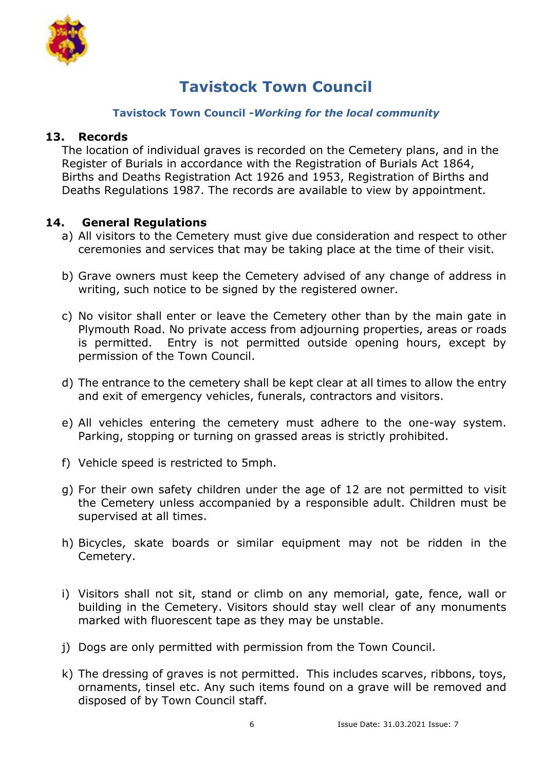## 13. Records

The location of individual graves is recorded on the Cemetery plans, and in the Register of Burials in accordance with the Registration of Burials Act 1864, Births and Deaths Registration Act 1926 and 1953, Registration of Births and Deaths Regulations 1987. The records are available to view by appointment.

## 14. General Regulations

a) All visitors to the Cemetery must give due consideration and respect to other ceremonies and services that may be taking place at the time of their visit.

b) Grave owners must keep the Cemetery advised of any change of address in writing, such notice to be signed by the registered owner.

c) No visitor shall enter or leave the Cemetery other than by the main gate in Plymouth Road. No private access from adjourning properties, areas or roads is permitted. Entry is not permitted outside opening hours, except by permission of the Town Council.

d) The entrance to the cemetery shall be kept clear at all times to allow the entry and exit of emergency vehicles, funerals, contractors and visitors.

e) All vehicles entering the cemetery must adhere to the one-way system. Parking, stopping or turning on grassed areas is strictly prohibited.

f) Vehicle speed is restricted to 5mph.

g) For their own safety children under the age of 12 are not permitted to visit the Cemetery unless accompanied by a responsible adult. Children must be supervised at all times.

h) Bicycles, skate boards or similar equipment may not be ridden in the Cemetery.

i) Visitors shall not sit, stand or climb on any memorial, gate, fence, wall or building in the Cemetery. Visitors should stay well clear of any monuments marked with fluorescent tape as they may be unstable.

j) Dogs are only permitted with permission from the Town Council.

k) The dressing of graves is not permitted. This includes scarves, ribbons, toys, ornaments, tinsel etc. Any such items found on a grave will be removed and disposed of by Town Council staff.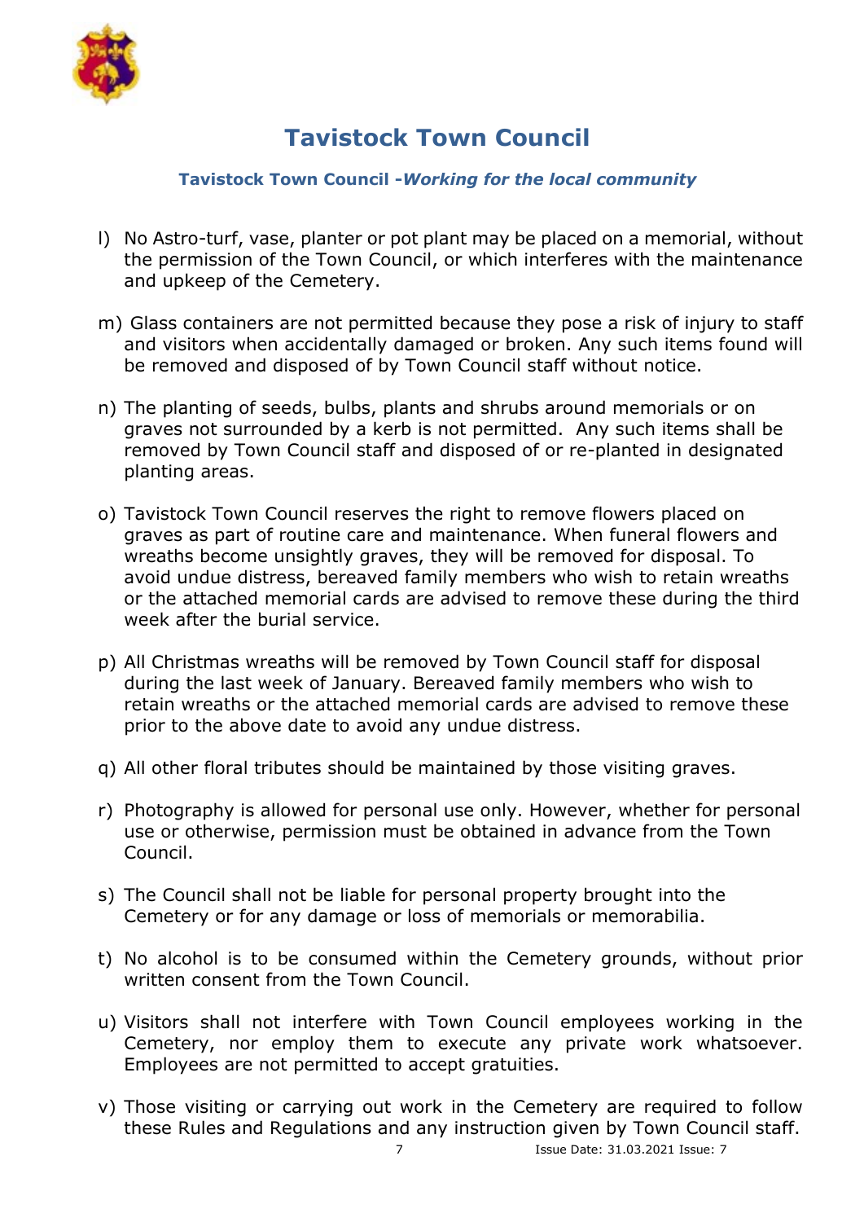l) No Astro-turf, vase, planter or pot plant may be placed on a memorial, without the permission of the Town Council, or which interferes with the maintenance and upkeep of the Cemetery.

m) Glass containers are not permitted because they pose a risk of injury to staff and visitors when accidentally damaged or broken. Any such items found will be removed and disposed of by Town Council staff without notice.

n) The planting of seeds, bulbs, plants and shrubs around memorials or on graves not surrounded by a kerb is not permitted. Any such items shall be removed by Town Council staff and disposed of or re-planted in designated planting areas.

o) Tavistock Town Council reserves the right to remove flowers placed on graves as part of routine care and maintenance. When funeral flowers and wreaths become unsightly graves, they will be removed for disposal. To avoid undue distress, bereaved family members who wish to retain wreaths or the attached memorial cards are advised to remove these during the third week after the burial service.

p) All Christmas wreaths will be removed by Town Council staff for disposal during the last week of January. Bereaved family members who wish to retain wreaths or the attached memorial cards are advised to remove these prior to the above date to avoid any undue distress.

q) All other floral tributes should be maintained by those visiting graves.

r) Photography is allowed for personal use only. However, whether for personal use or otherwise, permission must be obtained in advance from the Town Council.

s) The Council shall not be liable for personal property brought into the Cemetery or for any damage or loss of memorials or memorabilia.

t) No alcohol is to be consumed within the Cemetery grounds, without prior written consent from the Town Council.

u) Visitors shall not interfere with Town Council employees working in the Cemetery, nor employ them to execute any private work whatsoever. Employees are not permitted to accept gratuities.

v) Those visiting or carrying out work in the Cemetery are required to follow these Rules and Regulations and any instruction given by Town Council staff.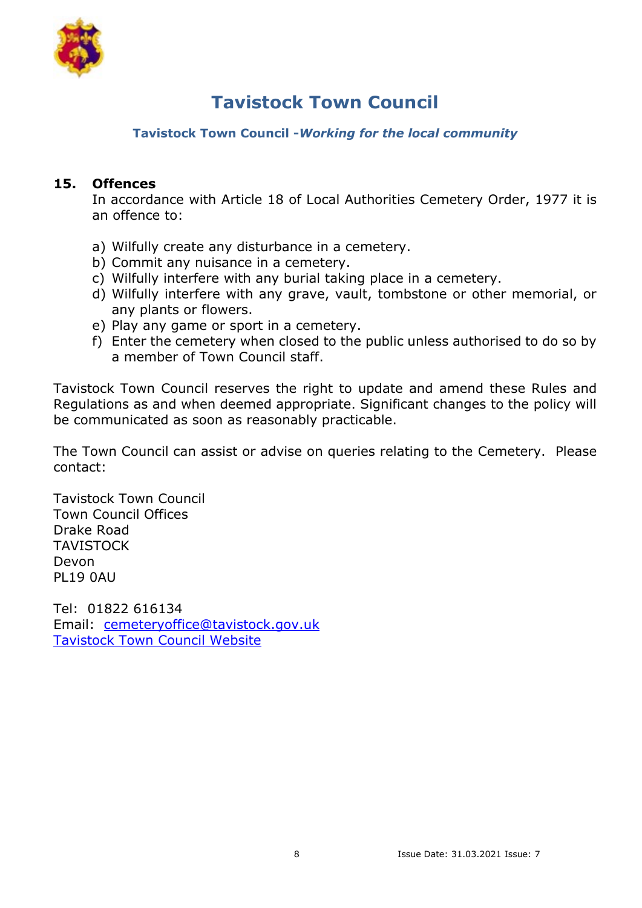## 15. Offences

In accordance with Article 18 of Local Authorities Cemetery Order, 1977 it is an offence to:

a) Wilfully create any disturbance in a cemetery.
b) Commit any nuisance in a cemetery.
c) Wilfully interfere with any burial taking place in a cemetery.
d) Wilfully interfere with any grave, vault, tombstone or other memorial, or any plants or flowers.
e) Play any game or sport in a cemetery.
f) Enter the cemetery when closed to the public unless authorised to do so by a member of Town Council staff.

Tavistock Town Council reserves the right to update and amend these Rules and Regulations as and when deemed appropriate. Significant changes to the policy will be communicated as soon as reasonably practicable.

The Town Council can assist or advise on queries relating to the Cemetery. Please contact:

Tavistock Town Council
Town Council Offices
Drake Road
TAVISTOCK
Devon
PL19 0AU

Tel: 01822 616134
Email: cemeteryoffice@tavistock.gov.uk
Tavistock Town Council Website